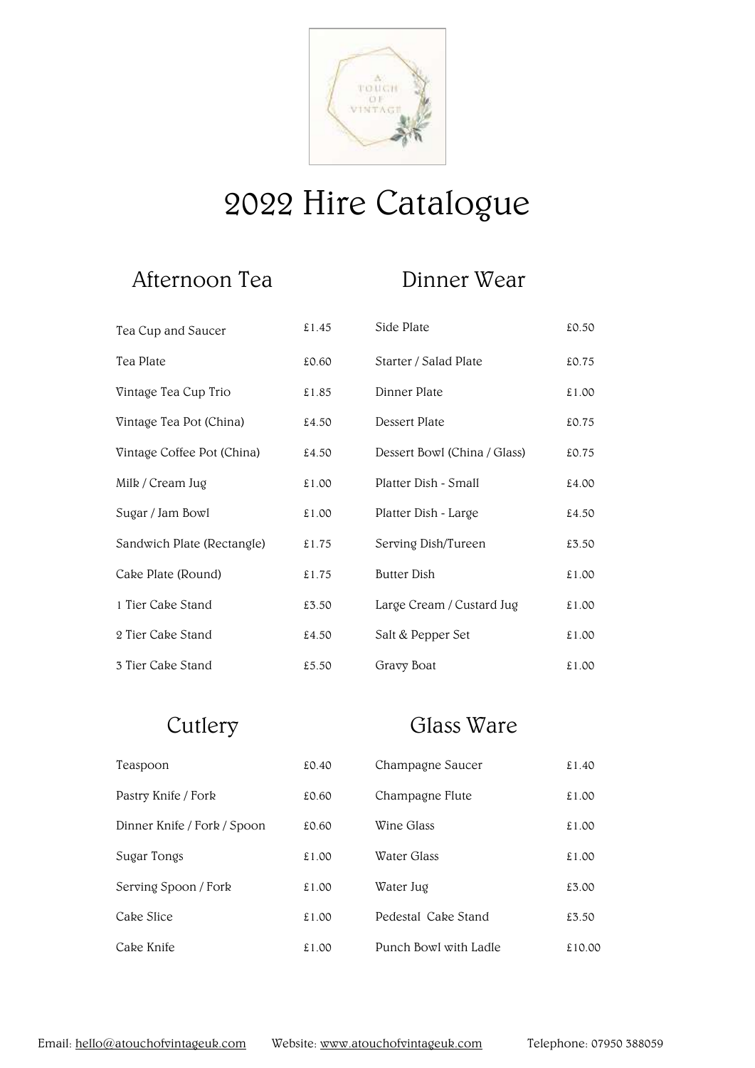# 2022 Hire Catalogue

## Afternoon Tea

| Item | Price |
|---|---|
| Tea Cup and Saucer | £1.45 |
| Tea Plate | £0.60 |
| Vintage Tea Cup Trio | £1.85 |
| Vintage Tea Pot (China) | £4.50 |
| Vintage Coffee Pot (China) | £4.50 |
| Milk / Cream Jug | £1.00 |
| Sugar / Jam Bowl | £1.00 |
| Sandwich Plate (Rectangle) | £1.75 |
| Cake Plate (Round) | £1.75 |
| 1 Tier Cake Stand | £3.50 |
| 2 Tier Cake Stand | £4.50 |
| 3 Tier Cake Stand | £5.50 |

## Dinner Wear

| Item | Price |
|---|---|
| Side Plate | £0.50 |
| Starter / Salad Plate | £0.75 |
| Dinner Plate | £1.00 |
| Dessert Plate | £0.75 |
| Dessert Bowl (China / Glass) | £0.75 |
| Platter Dish - Small | £4.00 |
| Platter Dish - Large | £4.50 |
| Serving Dish/Tureen | £3.50 |
| Butter Dish | £1.00 |
| Large Cream / Custard Jug | £1.00 |
| Salt & Pepper Set | £1.00 |
| Gravy Boat | £1.00 |

## Cutlery

| Item | Price |
|---|---|
| Teaspoon | £0.40 |
| Pastry Knife / Fork | £0.60 |
| Dinner Knife / Fork / Spoon | £0.60 |
| Sugar Tongs | £1.00 |
| Serving Spoon / Fork | £1.00 |
| Cake Slice | £1.00 |
| Cake Knife | £1.00 |

## Glass Ware

| Item | Price |
|---|---|
| Champagne Saucer | £1.40 |
| Champagne Flute | £1.00 |
| Wine Glass | £1.00 |
| Water Glass | £1.00 |
| Water Jug | £3.00 |
| Pedestal Cake Stand | £3.50 |
| Punch Bowl with Ladle | £10.00 |

Email: hello@atouchofvintageuk.com Website: www.atouchofvintageuk.com Telephone: 07950 388059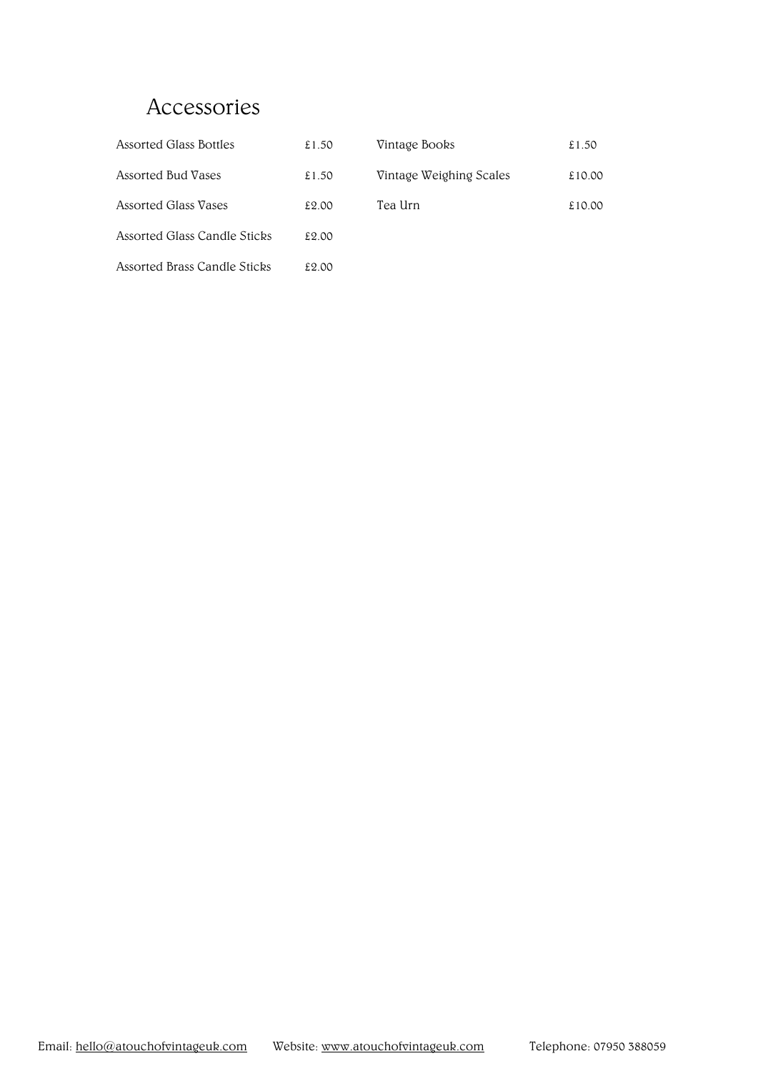## Accessories

| | | | |
|---|---|---|---|
| Assorted Glass Bottles | £1.50 | Vintage Books | £1.50 |
| Assorted Bud Vases | £1.50 | Vintage Weighing Scales | £10.00 |
| Assorted Glass Vases | £2.00 | Tea Urn | £10.00 |
| Assorted Glass Candle Sticks | £2.00 | | |
| Assorted Brass Candle Sticks | £2.00 | | |

Email: hello@atouchofvintageuk.com Website: www.atouchofvintageuk.com Telephone: 07950 388059